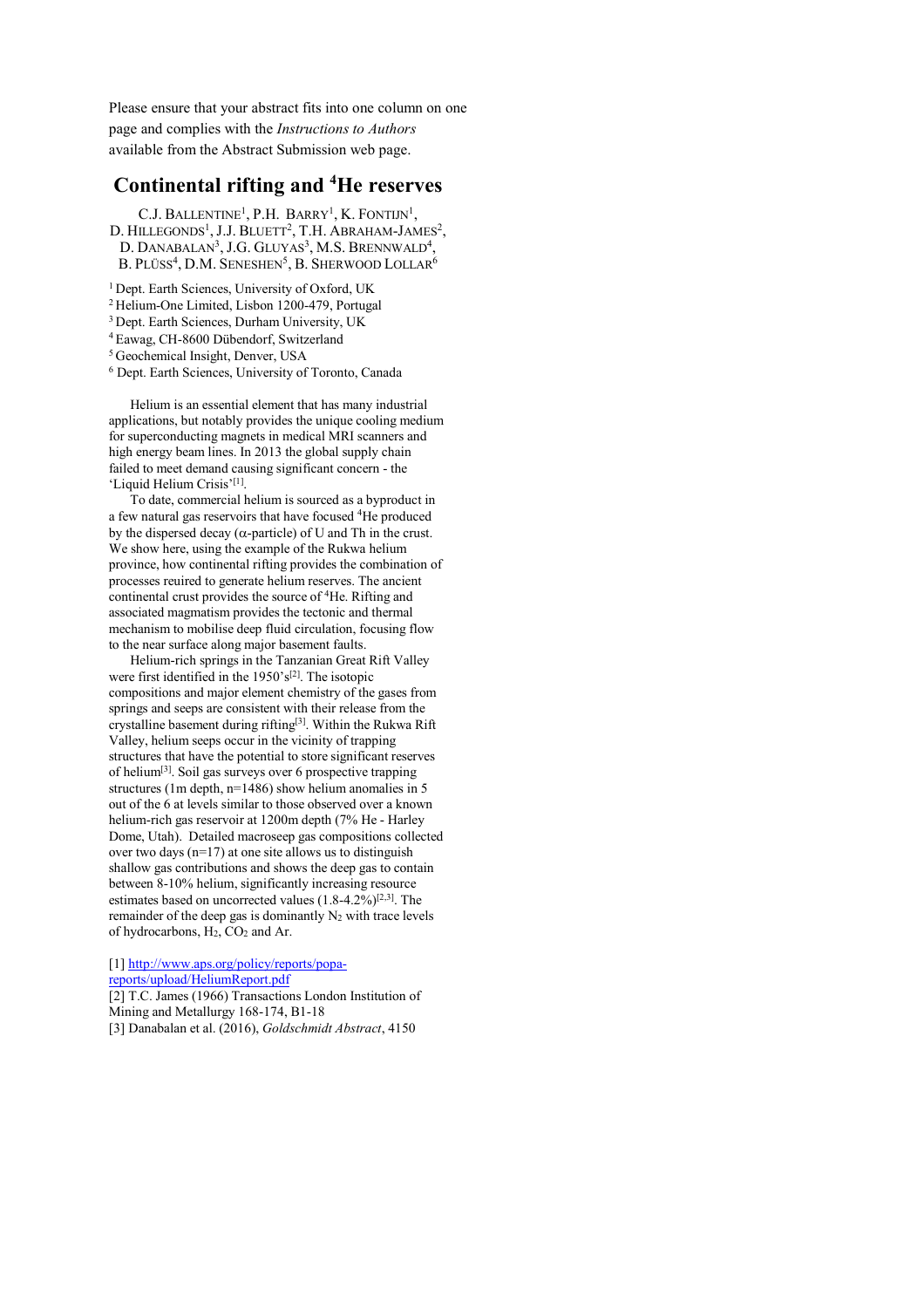Please ensure that your abstract fits into one column on one page and complies with the *Instructions to Authors* available from the Abstract Submission web page.

# Continental rifting and $^4$He reserves

C.J. Ballentine[1], P.H. Barry[1], K. Fontijn[1], D. Hillegonds[1], J.J. Bluett[2], T.H. Abraham-James[2], D. Danabalan[3], J.G. Gluyas[3], M.S. Brennwald[4], B. Plüss[4], D.M. Seneshen[5], B. Sherwood Lollar[6]

[1] Dept. Earth Sciences, University of Oxford, UK
[2] Helium-One Limited, Lisbon 1200-479, Portugal
[3] Dept. Earth Sciences, Durham University, UK
[4] Eawag, CH-8600 Dübendorf, Switzerland
[5] Geochemical Insight, Denver, USA
[6] Dept. Earth Sciences, University of Toronto, Canada

Helium is an essential element that has many industrial applications, but notably provides the unique cooling medium for superconducting magnets in medical MRI scanners and high energy beam lines. In 2013 the global supply chain failed to meet demand causing significant concern - the 'Liquid Helium Crisis'[1].

To date, commercial helium is sourced as a byproduct in a few natural gas reservoirs that have focused $^4$He produced by the dispersed decay ($\alpha$-particle) of U and Th in the crust. We show here, using the example of the Rukwa helium province, how continental rifting provides the combination of processes reuired to generate helium reserves. The ancient continental crust provides the source of $^4$He. Rifting and associated magmatism provides the tectonic and thermal mechanism to mobilise deep fluid circulation, focusing flow to the near surface along major basement faults.

Helium-rich springs in the Tanzanian Great Rift Valley were first identified in the 1950's[2]. The isotopic compositions and major element chemistry of the gases from springs and seeps are consistent with their release from the crystalline basement during rifting[3]. Within the Rukwa Rift Valley, helium seeps occur in the vicinity of trapping structures that have the potential to store significant reserves of helium[3]. Soil gas surveys over 6 prospective trapping structures (1m depth, n=1486) show helium anomalies in 5 out of the 6 at levels similar to those observed over a known helium-rich gas reservoir at 1200m depth (7% He - Harley Dome, Utah). Detailed macroseep gas compositions collected over two days (n=17) at one site allows us to distinguish shallow gas contributions and shows the deep gas to contain between 8-10% helium, significantly increasing resource estimates based on uncorrected values (1.8-4.2%)[2,3]. The remainder of the deep gas is dominantly $N_2$ with trace levels of hydrocarbons, $H_2$, $CO_2$ and Ar.

[1] http://www.aps.org/policy/reports/popa-reports/upload/HeliumReport.pdf
[2] T.C. James (1966) Transactions London Institution of Mining and Metallurgy 168-174, B1-18
[3] Danabalan et al. (2016), *Goldschmidt Abstract*, 4150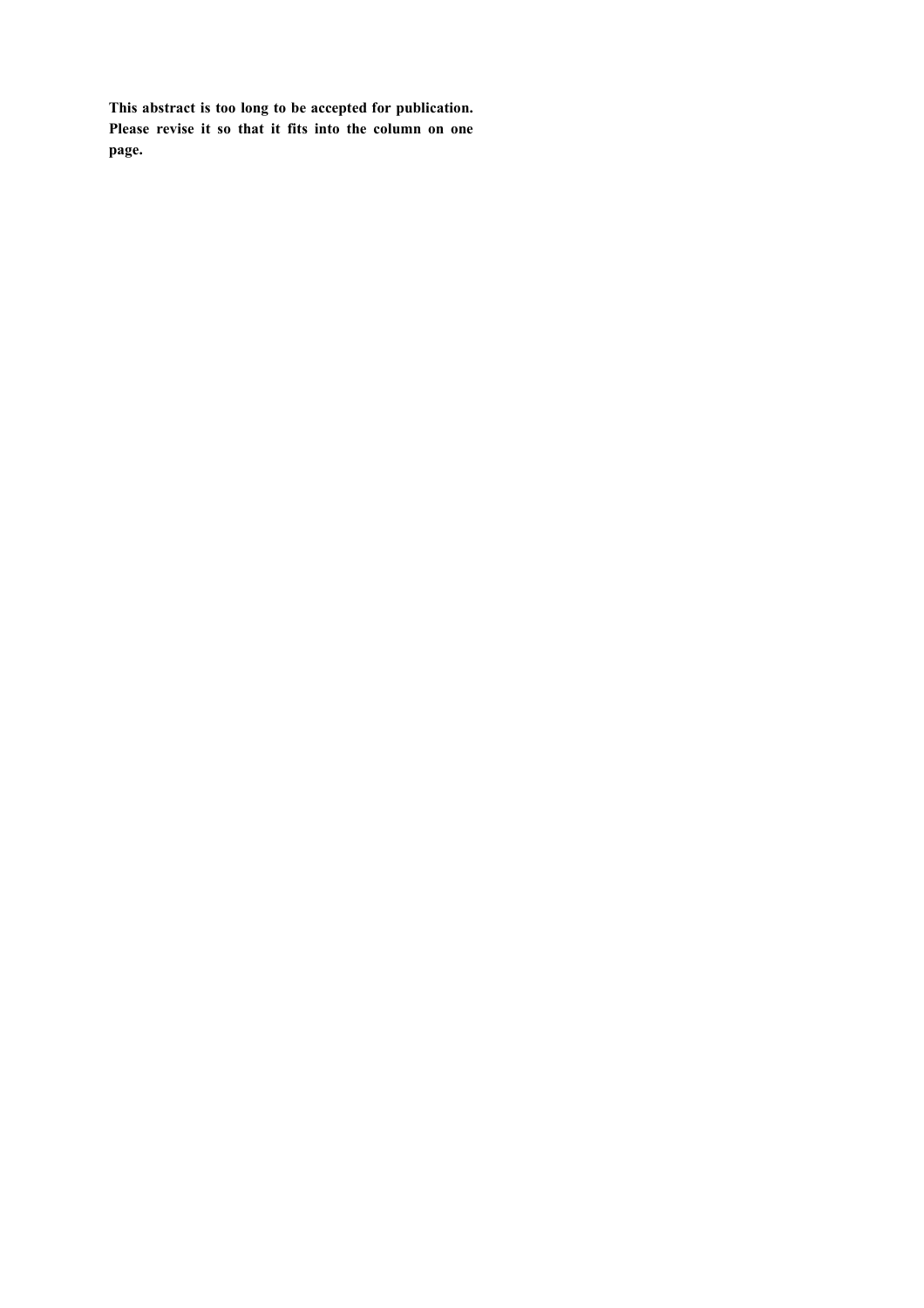**This abstract is too long to be accepted for publication. Please revise it so that it fits into the column on one page.**